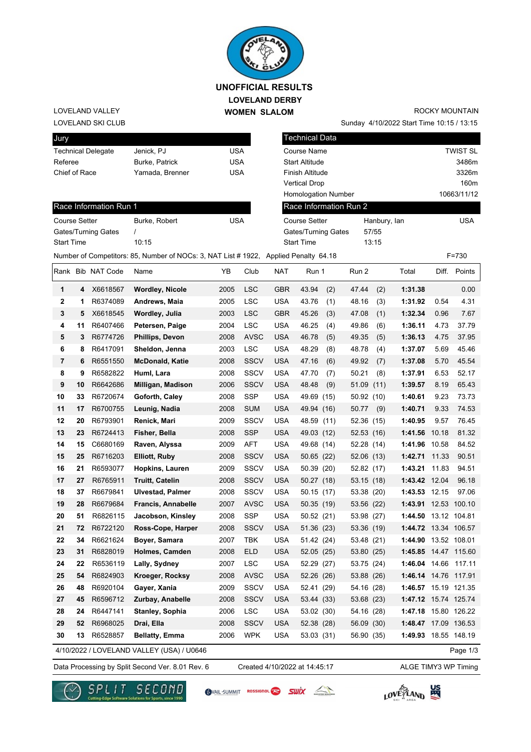# UNOFFICIAL RESULTS

## LOVELAND DERBY

## WOMEN SLALOM

LOVELAND VALLEY
LOVELAND SKI CLUB

ROCKY MOUNTAIN
Sunday 4/10/2022 Start Time 10:15 / 13:15

| Jury | | |
|---|---|---|
| Technical Delegate | Jenick, PJ | USA |
| Referee | Burke, Patrick | USA |
| Chief of Race | Yamada, Brenner | USA |

| Technical Data | |
|---|---|
| Course Name | TWIST SL |
| Start Altitude | 3486m |
| Finish Altitude | 3326m |
| Vertical Drop | 160m |
| Homologation Number | 10663/11/12 |

| Race Information Run 1 | | |
|---|---|---|
| Course Setter | Burke, Robert | USA |
| Gates/Turning Gates | / | |
| Start Time | 10:15 | |

| Race Information Run 2 | | |
|---|---|---|
| Course Setter | Hanbury, Ian | USA |
| Gates/Turning Gates | 57/55 | |
| Start Time | 13:15 | |

Number of Competitors: 85, Number of NOCs: 3, NAT List # 1922, Applied Penalty 64.18 F=730

| Rank | Bib | NAT Code | Name | YB | Club | NAT | Run 1 | Run 2 | Total | Diff. | Points |
|---|---|---|---|---|---|---|---|---|---|---|---|
| 1 | 4 | X6618567 | **Wordley, Nicole** | 2005 | LSC | GBR | 43.94 (2) | 47.44 (2) | **1:31.38** | | 0.00 |
| 2 | 1 | R6374089 | **Andrews, Maia** | 2005 | LSC | USA | 43.76 (1) | 48.16 (3) | **1:31.92** | 0.54 | 4.31 |
| 3 | 5 | X6618545 | **Wordley, Julia** | 2003 | LSC | GBR | 45.26 (3) | 47.08 (1) | **1:32.34** | 0.96 | 7.67 |
| 4 | 11 | R6407466 | **Petersen, Paige** | 2004 | LSC | USA | 46.25 (4) | 49.86 (6) | **1:36.11** | 4.73 | 37.79 |
| 5 | 3 | R6774726 | **Phillips, Devon** | 2008 | AVSC | USA | 46.78 (5) | 49.35 (5) | **1:36.13** | 4.75 | 37.95 |
| 6 | 8 | R6417091 | **Sheldon, Jenna** | 2003 | LSC | USA | 48.29 (8) | 48.78 (4) | **1:37.07** | 5.69 | 45.46 |
| 7 | 6 | R6551550 | **McDonald, Katie** | 2008 | SSCV | USA | 47.16 (6) | 49.92 (7) | **1:37.08** | 5.70 | 45.54 |
| 8 | 9 | R6582822 | **Huml, Lara** | 2008 | SSCV | USA | 47.70 (7) | 50.21 (8) | **1:37.91** | 6.53 | 52.17 |
| 9 | 10 | R6642686 | **Milligan, Madison** | 2006 | SSCV | USA | 48.48 (9) | 51.09 (11) | **1:39.57** | 8.19 | 65.43 |
| 10 | 33 | R6720674 | **Goforth, Caley** | 2008 | SSP | USA | 49.69 (15) | 50.92 (10) | **1:40.61** | 9.23 | 73.73 |
| 11 | 17 | R6700755 | **Leunig, Nadia** | 2008 | SUM | USA | 49.94 (16) | 50.77 (9) | **1:40.71** | 9.33 | 74.53 |
| 12 | 20 | R6793901 | **Renick, Mari** | 2009 | SSCV | USA | 48.59 (11) | 52.36 (15) | **1:40.95** | 9.57 | 76.45 |
| 13 | 23 | R6724413 | **Fisher, Bella** | 2008 | SSP | USA | 49.03 (12) | 52.53 (16) | **1:41.56** | 10.18 | 81.32 |
| 14 | 15 | C6680169 | **Raven, Alyssa** | 2009 | AFT | USA | 49.68 (14) | 52.28 (14) | **1:41.96** | 10.58 | 84.52 |
| 15 | 25 | R6716203 | **Elliott, Ruby** | 2008 | SSCV | USA | 50.65 (22) | 52.06 (13) | **1:42.71** | 11.33 | 90.51 |
| 16 | 21 | R6593077 | **Hopkins, Lauren** | 2009 | SSCV | USA | 50.39 (20) | 52.82 (17) | **1:43.21** | 11.83 | 94.51 |
| 17 | 27 | R6765911 | **Truitt, Catelin** | 2008 | SSCV | USA | 50.27 (18) | 53.15 (18) | **1:43.42** | 12.04 | 96.18 |
| 18 | 37 | R6679841 | **Ulvestad, Palmer** | 2008 | SSCV | USA | 50.15 (17) | 53.38 (20) | **1:43.53** | 12.15 | 97.06 |
| 19 | 28 | R6679684 | **Francis, Annabelle** | 2007 | AVSC | USA | 50.35 (19) | 53.56 (22) | **1:43.91** | 12.53 | 100.10 |
| 20 | 51 | R6826115 | **Jacobson, Kinsley** | 2008 | SSP | USA | 50.52 (21) | 53.98 (27) | **1:44.50** | 13.12 | 104.81 |
| 21 | 72 | R6722120 | **Ross-Cope, Harper** | 2008 | SSCV | USA | 51.36 (23) | 53.36 (19) | **1:44.72** | 13.34 | 106.57 |
| 22 | 34 | R6621624 | **Boyer, Samara** | 2007 | TBK | USA | 51.42 (24) | 53.48 (21) | **1:44.90** | 13.52 | 108.01 |
| 23 | 31 | R6828019 | **Holmes, Camden** | 2008 | ELD | USA | 52.05 (25) | 53.80 (25) | **1:45.85** | 14.47 | 115.60 |
| 24 | 22 | R6536119 | **Lally, Sydney** | 2007 | LSC | USA | 52.29 (27) | 53.75 (24) | **1:46.04** | 14.66 | 117.11 |
| 25 | 54 | R6824903 | **Kroeger, Rocksy** | 2008 | AVSC | USA | 52.26 (26) | 53.88 (26) | **1:46.14** | 14.76 | 117.91 |
| 26 | 48 | R6920104 | **Gayer, Xania** | 2009 | SSCV | USA | 52.41 (29) | 54.16 (28) | **1:46.57** | 15.19 | 121.35 |
| 27 | 45 | R6596712 | **Zurbay, Anabelle** | 2008 | SSCV | USA | 53.44 (33) | 53.68 (23) | **1:47.12** | 15.74 | 125.74 |
| 28 | 24 | R6447141 | **Stanley, Sophia** | 2006 | LSC | USA | 53.02 (30) | 54.16 (28) | **1:47.18** | 15.80 | 126.22 |
| 29 | 52 | R6968025 | **Drai, Ella** | 2008 | SSCV | USA | 52.38 (28) | 56.09 (30) | **1:48.47** | 17.09 | 136.53 |
| 30 | 13 | R6528857 | **Bellatty, Emma** | 2006 | WPK | USA | 53.03 (31) | 56.90 (35) | **1:49.93** | 18.55 | 148.19 |

4/10/2022 / LOVELAND VALLEY (USA) / U0646

Data Processing by Split Second Ver. 8.01 Rev. 6 Created 4/10/2022 at 14:45:17 ALGE TIMY3 WP Timing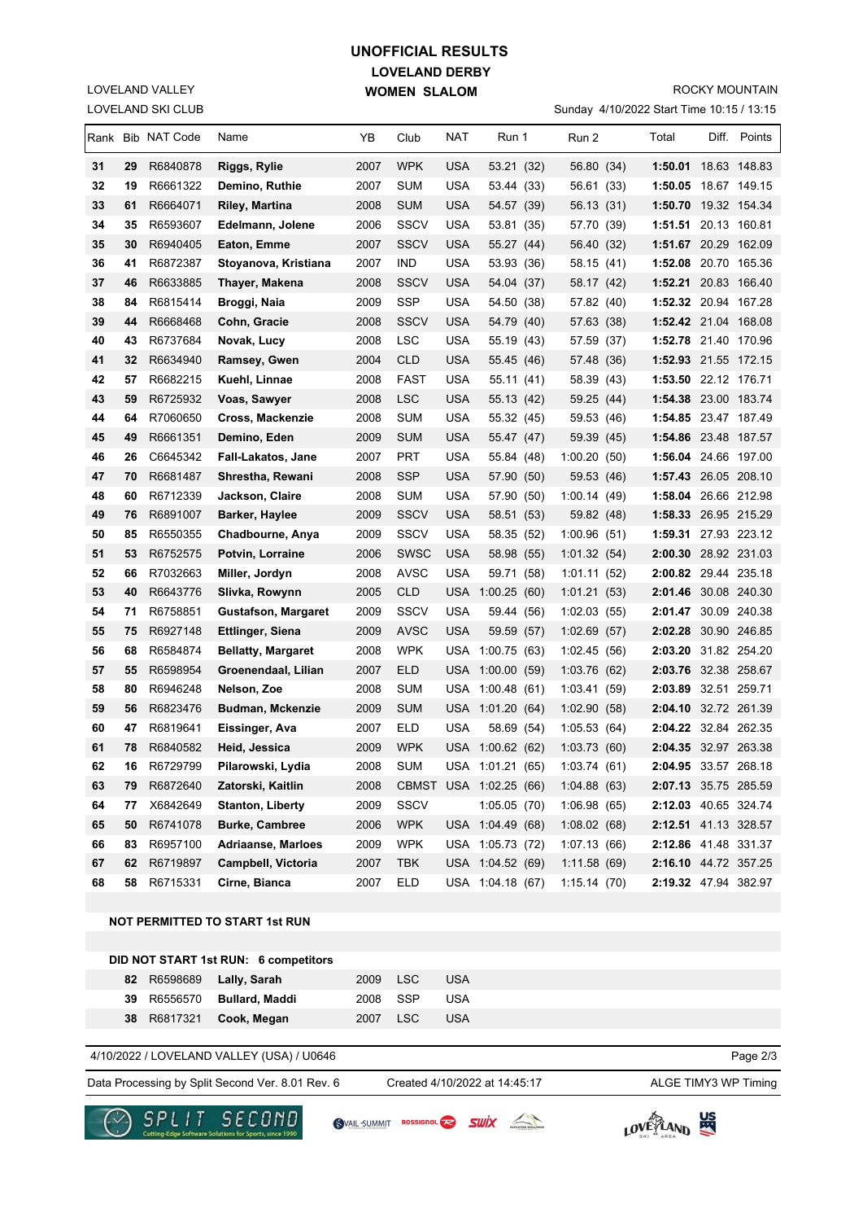# UNOFFICIAL RESULTS

## LOVELAND DERBY

## WOMEN SLALOM

LOVELAND VALLEY
LOVELAND SKI CLUB

ROCKY MOUNTAIN
Sunday 4/10/2022 Start Time 10:15 / 13:15

| Rank | Bib | NAT Code | Name | YB | Club | NAT | Run 1 | Run 2 | Total | Diff. | Points |
|---|---|---|---|---|---|---|---|---|---|---|---|
| 31 | 29 | R6840878 | Riggs, Rylie | 2007 | WPK | USA | 53.21 (32) | 56.80 (34) | 1:50.01 | 18.63 | 148.83 |
| 32 | 19 | R6661322 | Demino, Ruthie | 2007 | SUM | USA | 53.44 (33) | 56.61 (33) | 1:50.05 | 18.67 | 149.15 |
| 33 | 61 | R6664071 | Riley, Martina | 2008 | SUM | USA | 54.57 (39) | 56.13 (31) | 1:50.70 | 19.32 | 154.34 |
| 34 | 35 | R6593607 | Edelmann, Jolene | 2006 | SSCV | USA | 53.81 (35) | 57.70 (39) | 1:51.51 | 20.13 | 160.81 |
| 35 | 30 | R6940405 | Eaton, Emme | 2007 | SSCV | USA | 55.27 (44) | 56.40 (32) | 1:51.67 | 20.29 | 162.09 |
| 36 | 41 | R6872387 | Stoyanova, Kristiana | 2007 | IND | USA | 53.93 (36) | 58.15 (41) | 1:52.08 | 20.70 | 165.36 |
| 37 | 46 | R6633885 | Thayer, Makena | 2008 | SSCV | USA | 54.04 (37) | 58.17 (42) | 1:52.21 | 20.83 | 166.40 |
| 38 | 84 | R6815414 | Broggi, Naia | 2009 | SSP | USA | 54.50 (38) | 57.82 (40) | 1:52.32 | 20.94 | 167.28 |
| 39 | 44 | R6668468 | Cohn, Gracie | 2008 | SSCV | USA | 54.79 (40) | 57.63 (38) | 1:52.42 | 21.04 | 168.08 |
| 40 | 43 | R6737684 | Novak, Lucy | 2008 | LSC | USA | 55.19 (43) | 57.59 (37) | 1:52.78 | 21.40 | 170.96 |
| 41 | 32 | R6634940 | Ramsey, Gwen | 2004 | CLD | USA | 55.45 (46) | 57.48 (36) | 1:52.93 | 21.55 | 172.15 |
| 42 | 57 | R6682215 | Kuehl, Linnae | 2008 | FAST | USA | 55.11 (41) | 58.39 (43) | 1:53.50 | 22.12 | 176.71 |
| 43 | 59 | R6725932 | Voas, Sawyer | 2008 | LSC | USA | 55.13 (42) | 59.25 (44) | 1:54.38 | 23.00 | 183.74 |
| 44 | 64 | R7060650 | Cross, Mackenzie | 2008 | SUM | USA | 55.32 (45) | 59.53 (46) | 1:54.85 | 23.47 | 187.49 |
| 45 | 49 | R6661351 | Demino, Eden | 2009 | SUM | USA | 55.47 (47) | 59.39 (45) | 1:54.86 | 23.48 | 187.57 |
| 46 | 26 | C6645342 | Fall-Lakatos, Jane | 2007 | PRT | USA | 55.84 (48) | 1:00.20 (50) | 1:56.04 | 24.66 | 197.00 |
| 47 | 70 | R6681487 | Shrestha, Rewani | 2008 | SSP | USA | 57.90 (50) | 59.53 (46) | 1:57.43 | 26.05 | 208.10 |
| 48 | 60 | R6712339 | Jackson, Claire | 2008 | SUM | USA | 57.90 (50) | 1:00.14 (49) | 1:58.04 | 26.66 | 212.98 |
| 49 | 76 | R6891007 | Barker, Haylee | 2009 | SSCV | USA | 58.51 (53) | 59.82 (48) | 1:58.33 | 26.95 | 215.29 |
| 50 | 85 | R6550355 | Chadbourne, Anya | 2009 | SSCV | USA | 58.35 (52) | 1:00.96 (51) | 1:59.31 | 27.93 | 223.12 |
| 51 | 53 | R6752575 | Potvin, Lorraine | 2006 | SWSC | USA | 58.98 (55) | 1:01.32 (54) | 2:00.30 | 28.92 | 231.03 |
| 52 | 66 | R7032663 | Miller, Jordyn | 2008 | AVSC | USA | 59.71 (58) | 1:01.11 (52) | 2:00.82 | 29.44 | 235.18 |
| 53 | 40 | R6643776 | Slivka, Rowynn | 2005 | CLD | USA | 1:00.25 (60) | 1:01.21 (53) | 2:01.46 | 30.08 | 240.30 |
| 54 | 71 | R6758851 | Gustafson, Margaret | 2009 | SSCV | USA | 59.44 (56) | 1:02.03 (55) | 2:01.47 | 30.09 | 240.38 |
| 55 | 75 | R6927148 | Ettlinger, Siena | 2009 | AVSC | USA | 59.59 (57) | 1:02.69 (57) | 2:02.28 | 30.90 | 246.85 |
| 56 | 68 | R6584874 | Bellatty, Margaret | 2008 | WPK | USA | 1:00.75 (63) | 1:02.45 (56) | 2:03.20 | 31.82 | 254.20 |
| 57 | 55 | R6598954 | Groenendaal, Lilian | 2007 | ELD | USA | 1:00.00 (59) | 1:03.76 (62) | 2:03.76 | 32.38 | 258.67 |
| 58 | 80 | R6946248 | Nelson, Zoe | 2008 | SUM | USA | 1:00.48 (61) | 1:03.41 (59) | 2:03.89 | 32.51 | 259.71 |
| 59 | 56 | R6823476 | Budman, Mckenzie | 2009 | SUM | USA | 1:01.20 (64) | 1:02.90 (58) | 2:04.10 | 32.72 | 261.39 |
| 60 | 47 | R6819641 | Eissinger, Ava | 2007 | ELD | USA | 58.69 (54) | 1:05.53 (64) | 2:04.22 | 32.84 | 262.35 |
| 61 | 78 | R6840582 | Heid, Jessica | 2009 | WPK | USA | 1:00.62 (62) | 1:03.73 (60) | 2:04.35 | 32.97 | 263.38 |
| 62 | 16 | R6729799 | Pilarowski, Lydia | 2008 | SUM | USA | 1:01.21 (65) | 1:03.74 (61) | 2:04.95 | 33.57 | 268.18 |
| 63 | 79 | R6872640 | Zatorski, Kaitlin | 2008 | CBMST | USA | 1:02.25 (66) | 1:04.88 (63) | 2:07.13 | 35.75 | 285.59 |
| 64 | 77 | X6842649 | Stanton, Liberty | 2009 | SSCV | | 1:05.05 (70) | 1:06.98 (65) | 2:12.03 | 40.65 | 324.74 |
| 65 | 50 | R6741078 | Burke, Cambree | 2006 | WPK | USA | 1:04.49 (68) | 1:08.02 (68) | 2:12.51 | 41.13 | 328.57 |
| 66 | 83 | R6957100 | Adriaanse, Marloes | 2009 | WPK | USA | 1:05.73 (72) | 1:07.13 (66) | 2:12.86 | 41.48 | 331.37 |
| 67 | 62 | R6719897 | Campbell, Victoria | 2007 | TBK | USA | 1:04.52 (69) | 1:11.58 (69) | 2:16.10 | 44.72 | 357.25 |
| 68 | 58 | R6715331 | Cirne, Bianca | 2007 | ELD | USA | 1:04.18 (67) | 1:15.14 (70) | 2:19.32 | 47.94 | 382.97 |

**NOT PERMITTED TO START 1st RUN**

**DID NOT START 1st RUN: 6 competitors**

| Bib | NAT Code | Name | YB | Club | NAT |
|---|---|---|---|---|---|
| 82 | R6598689 | Lally, Sarah | 2009 | LSC | USA |
| 39 | R6556570 | Bullard, Maddi | 2008 | SSP | USA |
| 38 | R6817321 | Cook, Megan | 2007 | LSC | USA |

4/10/2022 / LOVELAND VALLEY (USA) / U0646

Data Processing by Split Second Ver. 8.01 Rev. 6 — Created 4/10/2022 at 14:45:17 — ALGE TIMY3 WP Timing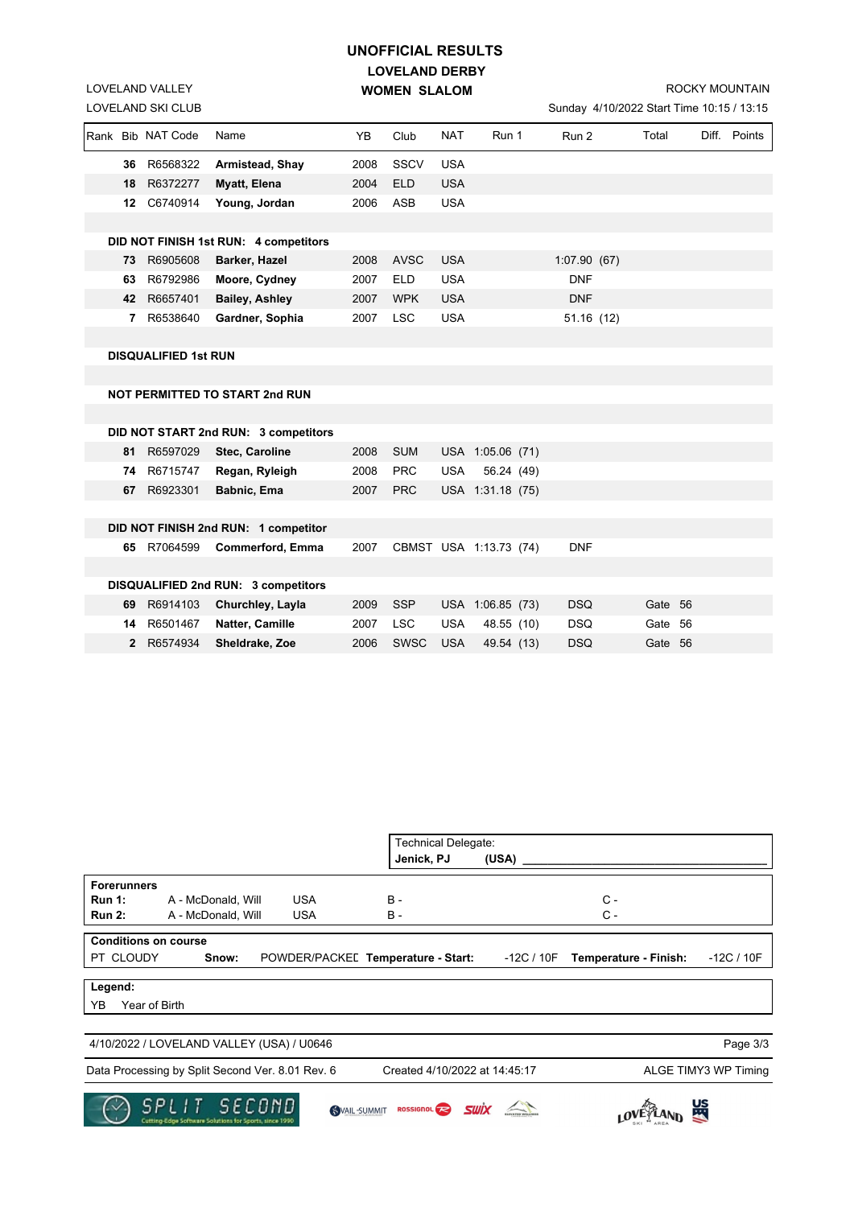# UNOFFICIAL RESULTS
## LOVELAND DERBY
## WOMEN SLALOM

LOVELAND VALLEY
LOVELAND SKI CLUB

ROCKY MOUNTAIN
Sunday 4/10/2022 Start Time 10:15 / 13:15

| Rank | Bib | NAT Code | Name | YB | Club | NAT | Run 1 | Run 2 | Total | Diff. | Points |
|---|---|---|---|---|---|---|---|---|---|---|---|
| | 36 | R6568322 | **Armistead, Shay** | 2008 | SSCV | USA | | | | | |
| | 18 | R6372277 | **Myatt, Elena** | 2004 | ELD | USA | | | | | |
| | 12 | C6740914 | **Young, Jordan** | 2006 | ASB | USA | | | | | |
| | | | **DID NOT FINISH 1st RUN: 4 competitors** | | | | | | | | |
| | 73 | R6905608 | **Barker, Hazel** | 2008 | AVSC | USA | | 1:07.90 (67) | | | |
| | 63 | R6792986 | **Moore, Cydney** | 2007 | ELD | USA | | DNF | | | |
| | 42 | R6657401 | **Bailey, Ashley** | 2007 | WPK | USA | | DNF | | | |
| | 7 | R6538640 | **Gardner, Sophia** | 2007 | LSC | USA | | 51.16 (12) | | | |
| | | | **DISQUALIFIED 1st RUN** | | | | | | | | |
| | | | **NOT PERMITTED TO START 2nd RUN** | | | | | | | | |
| | | | **DID NOT START 2nd RUN: 3 competitors** | | | | | | | | |
| | 81 | R6597029 | **Stec, Caroline** | 2008 | SUM | USA | 1:05.06 (71) | | | | |
| | 74 | R6715747 | **Regan, Ryleigh** | 2008 | PRC | USA | 56.24 (49) | | | | |
| | 67 | R6923301 | **Babnic, Ema** | 2007 | PRC | USA | 1:31.18 (75) | | | | |
| | | | **DID NOT FINISH 2nd RUN: 1 competitor** | | | | | | | | |
| | 65 | R7064599 | **Commerford, Emma** | 2007 | CBMST | USA | 1:13.73 (74) | DNF | | | |
| | | | **DISQUALIFIED 2nd RUN: 3 competitors** | | | | | | | | |
| | 69 | R6914103 | **Churchley, Layla** | 2009 | SSP | USA | 1:06.85 (73) | DSQ | Gate 56 | | |
| | 14 | R6501467 | **Natter, Camille** | 2007 | LSC | USA | 48.55 (10) | DSQ | Gate 56 | | |
| | 2 | R6574934 | **Sheldrake, Zoe** | 2006 | SWSC | USA | 49.54 (13) | DSQ | Gate 56 | | |

Technical Delegate:
**Jenick, PJ** **(USA)** ______________________________

**Forerunners**

| | | | | |
|---|---|---|---|---|
| **Run 1:** | A - McDonald, Will | USA | B - | C - |
| **Run 2:** | A - McDonald, Will | USA | B - | C - |

**Conditions on course**

PT CLOUDY **Snow:** POWDER/PACKEI **Temperature - Start:** -12C / 10F **Temperature - Finish:** -12C / 10F

**Legend:**
YB Year of Birth

4/10/2022 / LOVELAND VALLEY (USA) / U0646

Data Processing by Split Second Ver. 8.01 Rev. 6 Created 4/10/2022 at 14:45:17 ALGE TIMY3 WP Timing